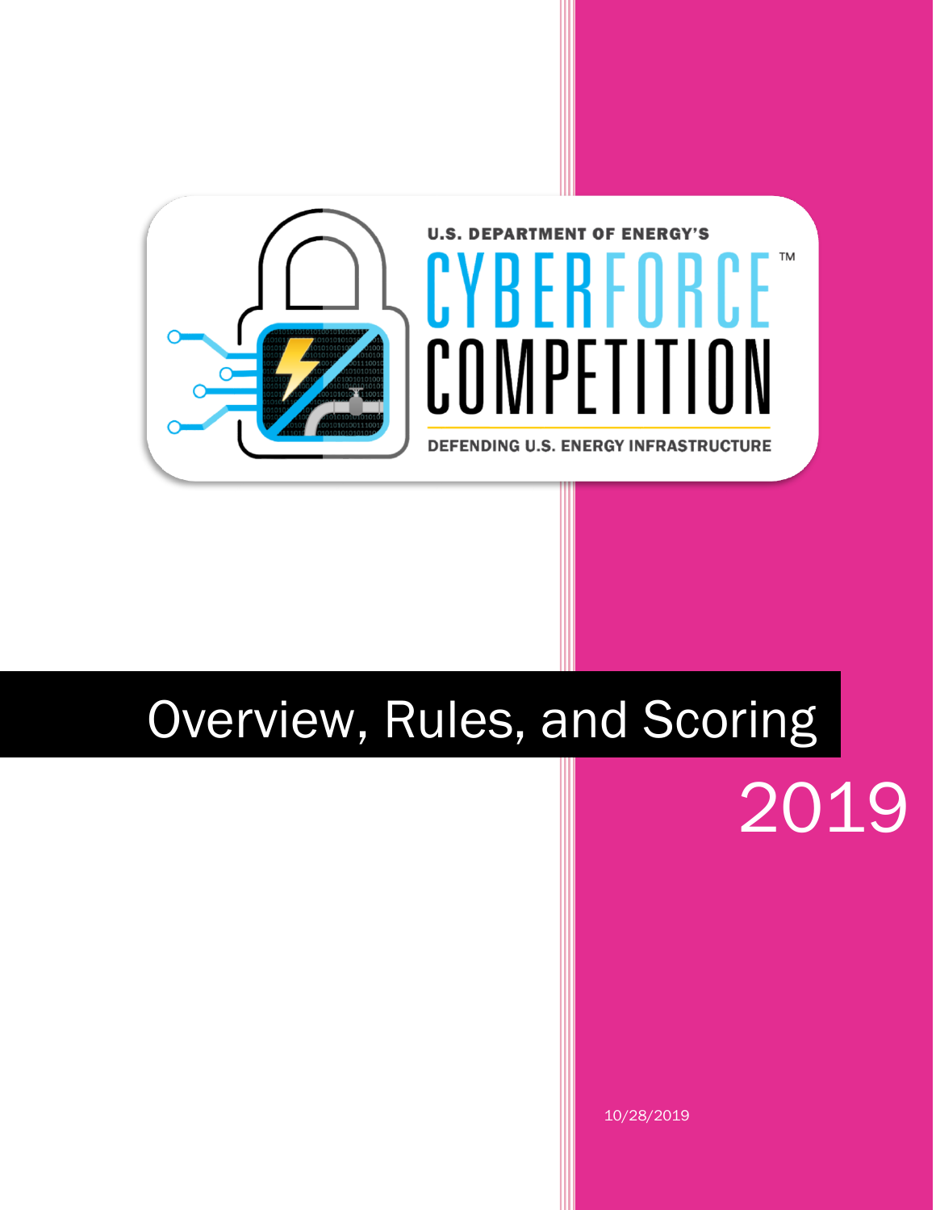U.S. DEPARTMENT OF ENERGY'S

# CYBERFORCE COMPETITION™

DEFENDING U.S. ENERGY INFRASTRUCTURE

# Overview, Rules, and Scoring

2019

10/28/2019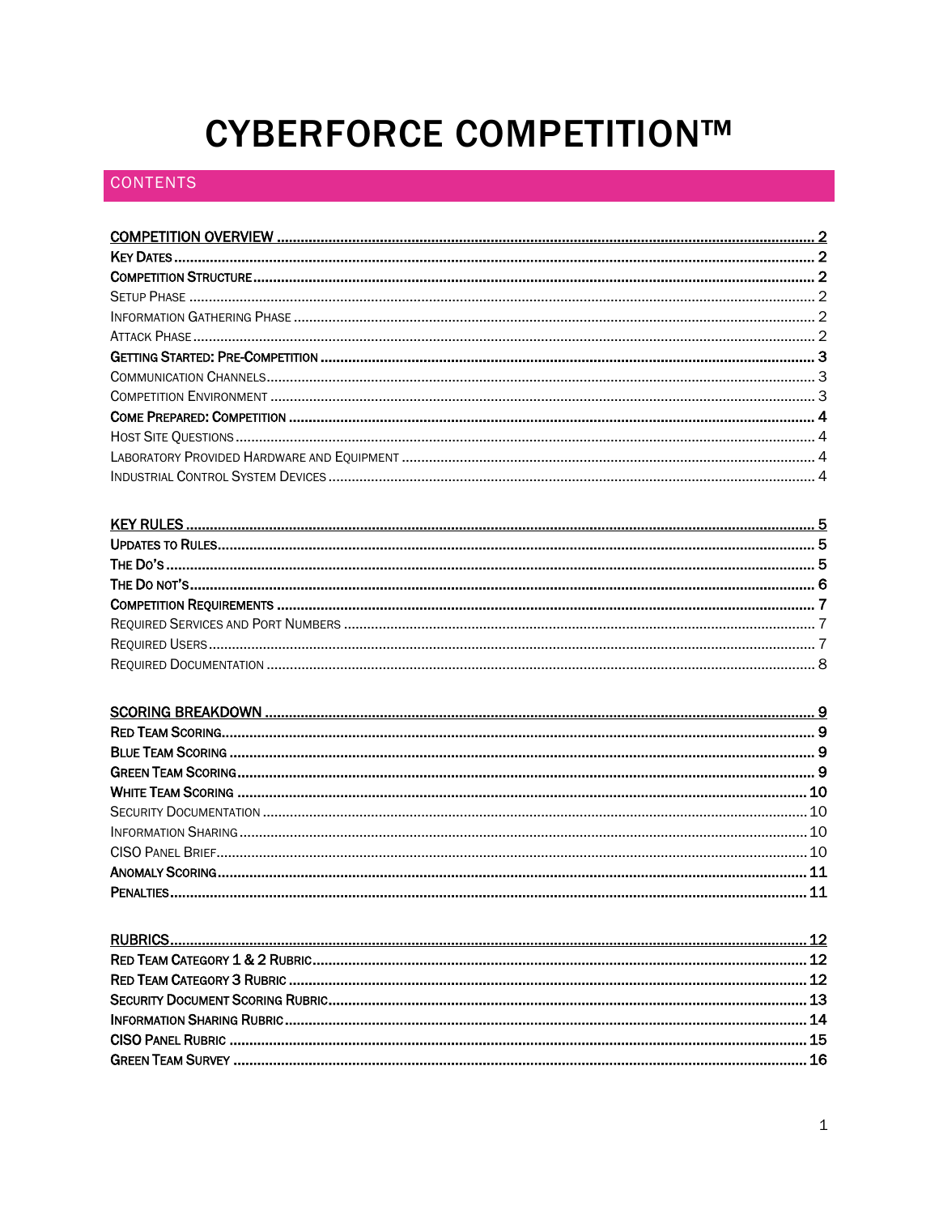# CYBERFORCE COMPETITION™

## CONTENTS

COMPETITION OVERVIEW .......... 2
KEY DATES .......... 2
COMPETITION STRUCTURE .......... 2
SETUP PHASE .......... 2
INFORMATION GATHERING PHASE .......... 2
ATTACK PHASE .......... 2
GETTING STARTED: PRE-COMPETITION .......... 3
COMMUNICATION CHANNELS .......... 3
COMPETITION ENVIRONMENT .......... 3
COME PREPARED: COMPETITION .......... 4
HOST SITE QUESTIONS .......... 4
LABORATORY PROVIDED HARDWARE AND EQUIPMENT .......... 4
INDUSTRIAL CONTROL SYSTEM DEVICES .......... 4

KEY RULES .......... 5
UPDATES TO RULES .......... 5
THE DO'S .......... 5
THE DO NOT'S .......... 6
COMPETITION REQUIREMENTS .......... 7
REQUIRED SERVICES AND PORT NUMBERS .......... 7
REQUIRED USERS .......... 7
REQUIRED DOCUMENTATION .......... 8

SCORING BREAKDOWN .......... 9
RED TEAM SCORING .......... 9
BLUE TEAM SCORING .......... 9
GREEN TEAM SCORING .......... 9
WHITE TEAM SCORING .......... 10
SECURITY DOCUMENTATION .......... 10
INFORMATION SHARING .......... 10
CISO PANEL BRIEF .......... 10
ANOMALY SCORING .......... 11
PENALTIES .......... 11

RUBRICS .......... 12
RED TEAM CATEGORY 1 & 2 RUBRIC .......... 12
RED TEAM CATEGORY 3 RUBRIC .......... 12
SECURITY DOCUMENT SCORING RUBRIC .......... 13
INFORMATION SHARING RUBRIC .......... 14
CISO PANEL RUBRIC .......... 15
GREEN TEAM SURVEY .......... 16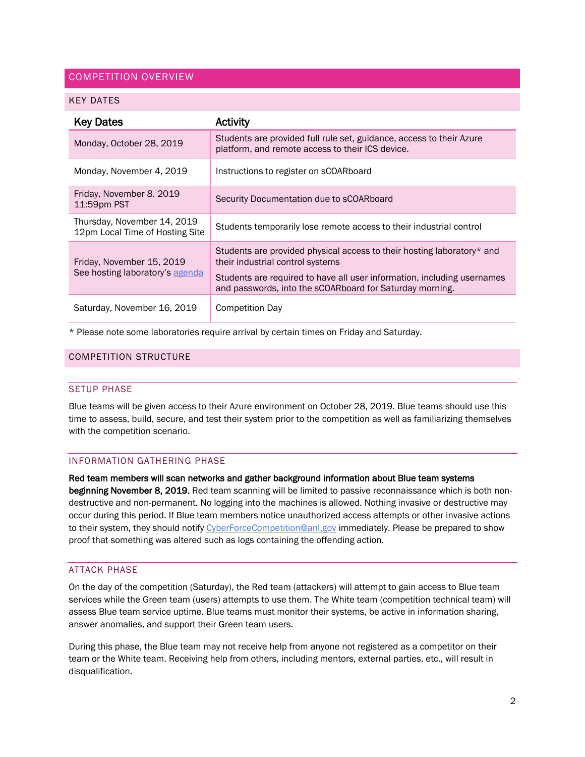## COMPETITION OVERVIEW

### KEY DATES

| Key Dates | Activity |
|---|---|
| Monday, October 28, 2019 | Students are provided full rule set, guidance, access to their Azure platform, and remote access to their ICS device. |
| Monday, November 4, 2019 | Instructions to register on sCOARboard |
| Friday, November 8. 2019 11:59pm PST | Security Documentation due to sCOARboard |
| Thursday, November 14, 2019 12pm Local Time of Hosting Site | Students temporarily lose remote access to their industrial control |
| Friday, November 15, 2019 See hosting laboratory's [agenda](agenda) | Students are provided physical access to their hosting laboratory* and their industrial control systems<br><br>Students are required to have all user information, including usernames and passwords, into the sCOARboard for Saturday morning. |
| Saturday, November 16, 2019 | Competition Day |

* Please note some laboratories require arrival by certain times on Friday and Saturday.

### COMPETITION STRUCTURE

#### SETUP PHASE

Blue teams will be given access to their Azure environment on October 28, 2019. Blue teams should use this time to assess, build, secure, and test their system prior to the competition as well as familiarizing themselves with the competition scenario.

#### INFORMATION GATHERING PHASE

**Red team members will scan networks and gather background information about Blue team systems beginning November 8, 2019.** Red team scanning will be limited to passive reconnaissance which is both non-destructive and non-permanent. No logging into the machines is allowed. Nothing invasive or destructive may occur during this period. If Blue team members notice unauthorized access attempts or other invasive actions to their system, they should notify CyberForceCompetition@anl.gov immediately. Please be prepared to show proof that something was altered such as logs containing the offending action.

#### ATTACK PHASE

On the day of the competition (Saturday), the Red team (attackers) will attempt to gain access to Blue team services while the Green team (users) attempts to use them. The White team (competition technical team) will assess Blue team service uptime. Blue teams must monitor their systems, be active in information sharing, answer anomalies, and support their Green team users.

During this phase, the Blue team may not receive help from anyone not registered as a competitor on their team or the White team. Receiving help from others, including mentors, external parties, etc., will result in disqualification.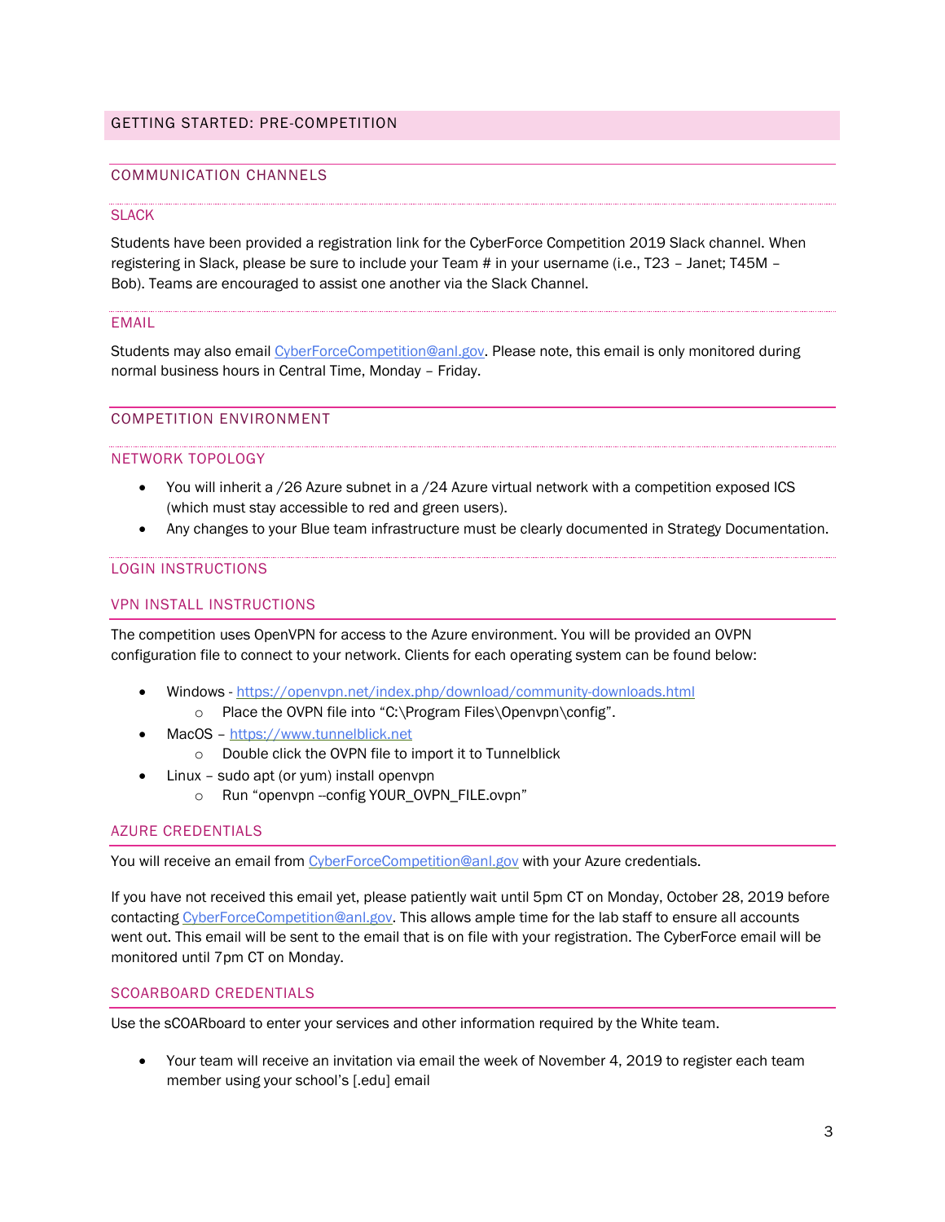# GETTING STARTED: PRE-COMPETITION

## COMMUNICATION CHANNELS

### SLACK

Students have been provided a registration link for the CyberForce Competition 2019 Slack channel. When registering in Slack, please be sure to include your Team # in your username (i.e., T23 – Janet; T45M – Bob). Teams are encouraged to assist one another via the Slack Channel.

### EMAIL

Students may also email CyberForceCompetition@anl.gov. Please note, this email is only monitored during normal business hours in Central Time, Monday – Friday.

## COMPETITION ENVIRONMENT

### NETWORK TOPOLOGY

- You will inherit a /26 Azure subnet in a /24 Azure virtual network with a competition exposed ICS (which must stay accessible to red and green users).
- Any changes to your Blue team infrastructure must be clearly documented in Strategy Documentation.

### LOGIN INSTRUCTIONS

### VPN INSTALL INSTRUCTIONS

The competition uses OpenVPN for access to the Azure environment. You will be provided an OVPN configuration file to connect to your network. Clients for each operating system can be found below:

- Windows - https://openvpn.net/index.php/download/community-downloads.html
  - Place the OVPN file into "C:\Program Files\Openvpn\config".
- MacOS – https://www.tunnelblick.net
  - Double click the OVPN file to import it to Tunnelblick
- Linux – sudo apt (or yum) install openvpn
  - Run "openvpn --config YOUR_OVPN_FILE.ovpn"

### AZURE CREDENTIALS

You will receive an email from CyberForceCompetition@anl.gov with your Azure credentials.

If you have not received this email yet, please patiently wait until 5pm CT on Monday, October 28, 2019 before contacting CyberForceCompetition@anl.gov. This allows ample time for the lab staff to ensure all accounts went out. This email will be sent to the email that is on file with your registration. The CyberForce email will be monitored until 7pm CT on Monday.

### SCOARBOARD CREDENTIALS

Use the sCOARboard to enter your services and other information required by the White team.

- Your team will receive an invitation via email the week of November 4, 2019 to register each team member using your school's [.edu] email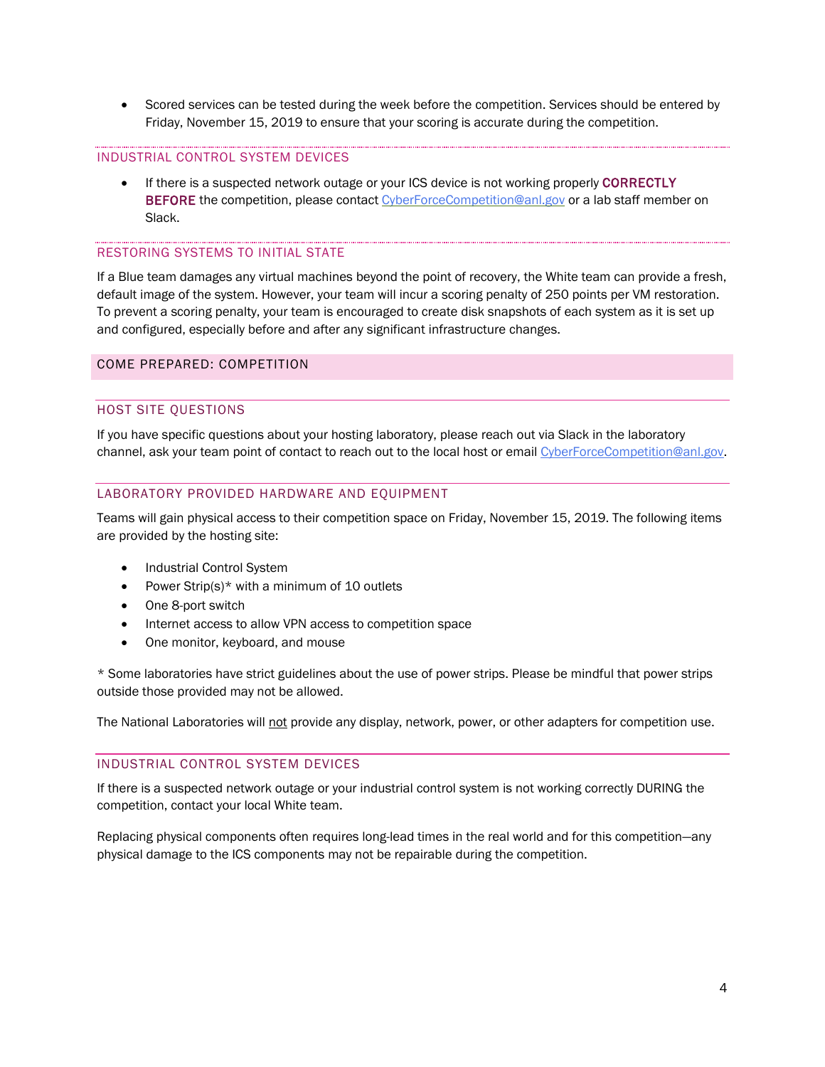- Scored services can be tested during the week before the competition. Services should be entered by Friday, November 15, 2019 to ensure that your scoring is accurate during the competition.

### INDUSTRIAL CONTROL SYSTEM DEVICES

- If there is a suspected network outage or your ICS device is not working properly **CORRECTLY BEFORE** the competition, please contact CyberForceCompetition@anl.gov or a lab staff member on Slack.

### RESTORING SYSTEMS TO INITIAL STATE

If a Blue team damages any virtual machines beyond the point of recovery, the White team can provide a fresh, default image of the system. However, your team will incur a scoring penalty of 250 points per VM restoration. To prevent a scoring penalty, your team is encouraged to create disk snapshots of each system as it is set up and configured, especially before and after any significant infrastructure changes.

## COME PREPARED: COMPETITION

### HOST SITE QUESTIONS

If you have specific questions about your hosting laboratory, please reach out via Slack in the laboratory channel, ask your team point of contact to reach out to the local host or email CyberForceCompetition@anl.gov.

### LABORATORY PROVIDED HARDWARE AND EQUIPMENT

Teams will gain physical access to their competition space on Friday, November 15, 2019. The following items are provided by the hosting site:

- Industrial Control System
- Power Strip(s)* with a minimum of 10 outlets
- One 8-port switch
- Internet access to allow VPN access to competition space
- One monitor, keyboard, and mouse

* Some laboratories have strict guidelines about the use of power strips. Please be mindful that power strips outside those provided may not be allowed.

The National Laboratories will not provide any display, network, power, or other adapters for competition use.

### INDUSTRIAL CONTROL SYSTEM DEVICES

If there is a suspected network outage or your industrial control system is not working correctly DURING the competition, contact your local White team.

Replacing physical components often requires long-lead times in the real world and for this competition—any physical damage to the ICS components may not be repairable during the competition.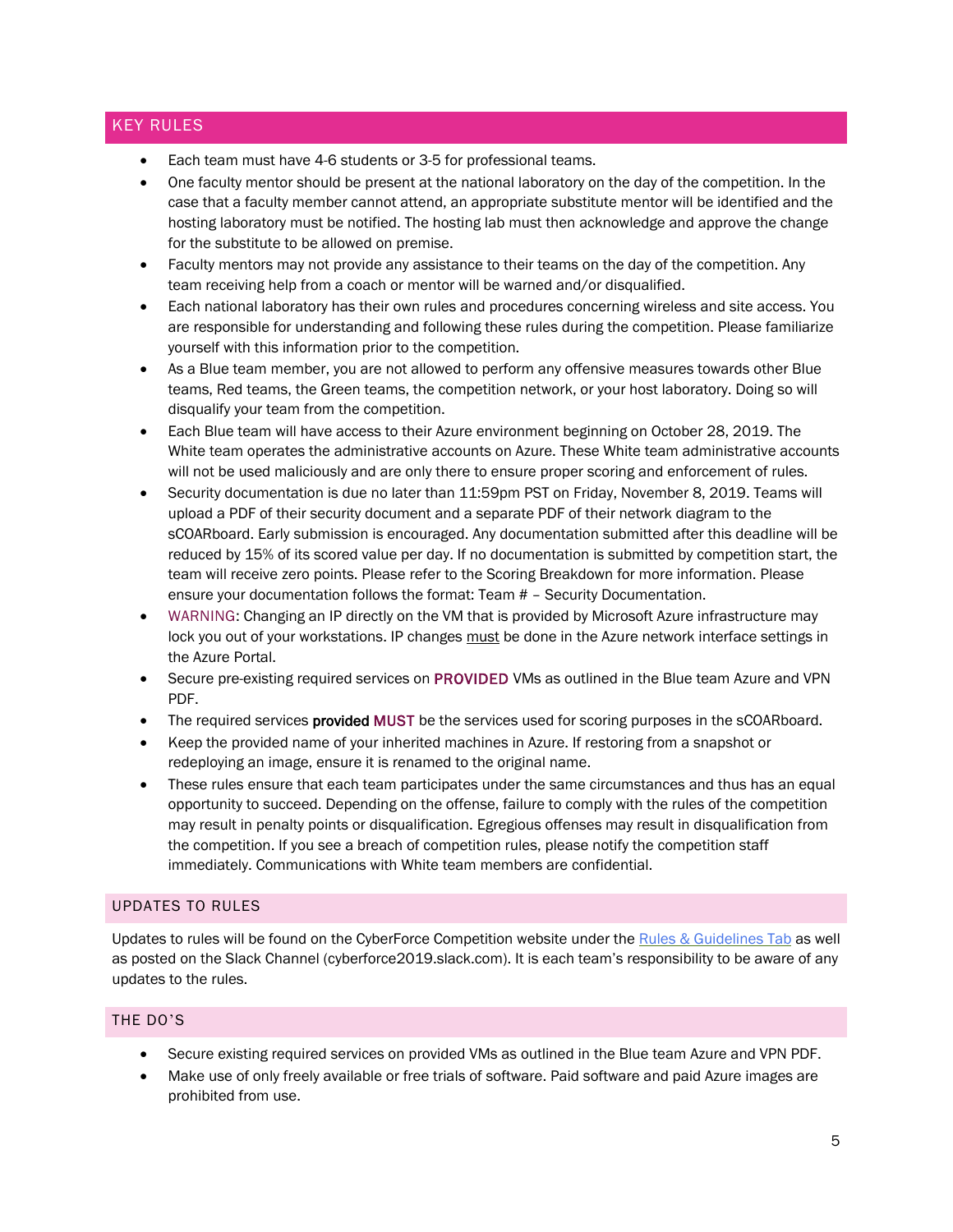## KEY RULES

- Each team must have 4-6 students or 3-5 for professional teams.
- One faculty mentor should be present at the national laboratory on the day of the competition. In the case that a faculty member cannot attend, an appropriate substitute mentor will be identified and the hosting laboratory must be notified. The hosting lab must then acknowledge and approve the change for the substitute to be allowed on premise.
- Faculty mentors may not provide any assistance to their teams on the day of the competition. Any team receiving help from a coach or mentor will be warned and/or disqualified.
- Each national laboratory has their own rules and procedures concerning wireless and site access. You are responsible for understanding and following these rules during the competition. Please familiarize yourself with this information prior to the competition.
- As a Blue team member, you are not allowed to perform any offensive measures towards other Blue teams, Red teams, the Green teams, the competition network, or your host laboratory. Doing so will disqualify your team from the competition.
- Each Blue team will have access to their Azure environment beginning on October 28, 2019. The White team operates the administrative accounts on Azure. These White team administrative accounts will not be used maliciously and are only there to ensure proper scoring and enforcement of rules.
- Security documentation is due no later than 11:59pm PST on Friday, November 8, 2019. Teams will upload a PDF of their security document and a separate PDF of their network diagram to the sCOARboard. Early submission is encouraged. Any documentation submitted after this deadline will be reduced by 15% of its scored value per day. If no documentation is submitted by competition start, the team will receive zero points. Please refer to the Scoring Breakdown for more information. Please ensure your documentation follows the format: Team # – Security Documentation.
- WARNING: Changing an IP directly on the VM that is provided by Microsoft Azure infrastructure may lock you out of your workstations. IP changes must be done in the Azure network interface settings in the Azure Portal.
- Secure pre-existing required services on **PROVIDED** VMs as outlined in the Blue team Azure and VPN PDF.
- The required services **provided MUST** be the services used for scoring purposes in the sCOARboard.
- Keep the provided name of your inherited machines in Azure. If restoring from a snapshot or redeploying an image, ensure it is renamed to the original name.
- These rules ensure that each team participates under the same circumstances and thus has an equal opportunity to succeed. Depending on the offense, failure to comply with the rules of the competition may result in penalty points or disqualification. Egregious offenses may result in disqualification from the competition. If you see a breach of competition rules, please notify the competition staff immediately. Communications with White team members are confidential.

### UPDATES TO RULES

Updates to rules will be found on the CyberForce Competition website under the Rules & Guidelines Tab as well as posted on the Slack Channel (cyberforce2019.slack.com). It is each team's responsibility to be aware of any updates to the rules.

### THE DO'S

- Secure existing required services on provided VMs as outlined in the Blue team Azure and VPN PDF.
- Make use of only freely available or free trials of software. Paid software and paid Azure images are prohibited from use.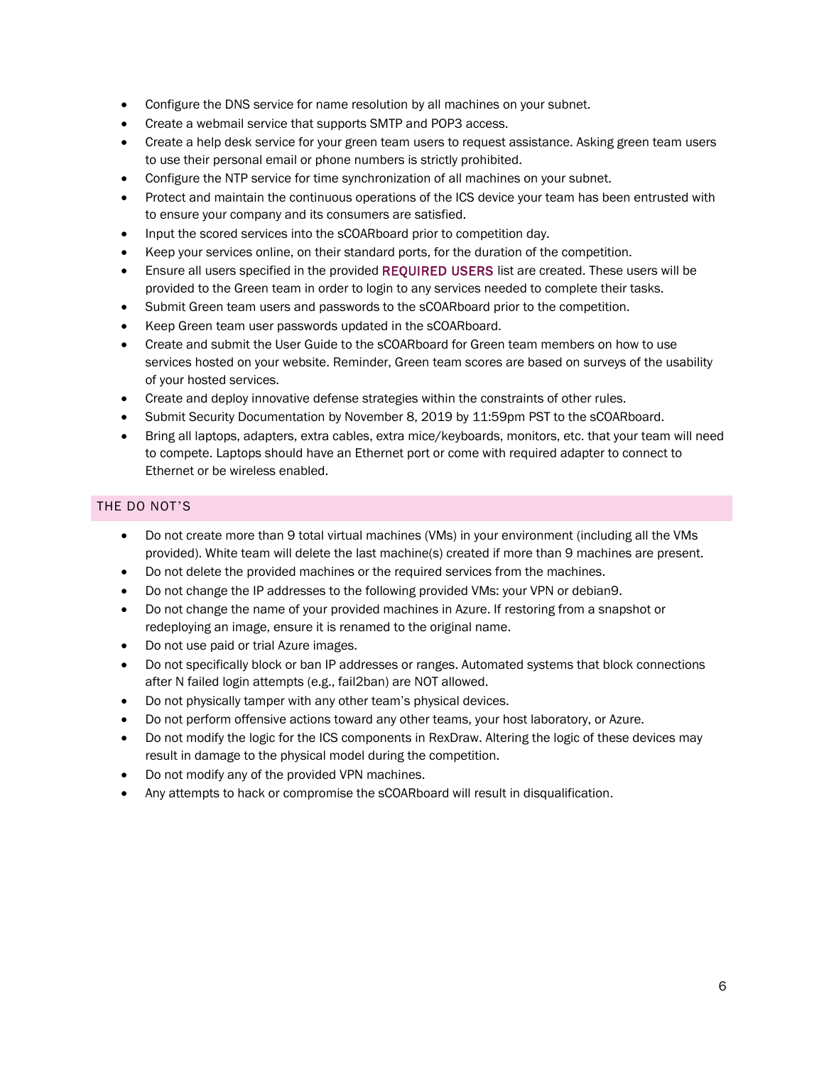- Configure the DNS service for name resolution by all machines on your subnet.
- Create a webmail service that supports SMTP and POP3 access.
- Create a help desk service for your green team users to request assistance. Asking green team users to use their personal email or phone numbers is strictly prohibited.
- Configure the NTP service for time synchronization of all machines on your subnet.
- Protect and maintain the continuous operations of the ICS device your team has been entrusted with to ensure your company and its consumers are satisfied.
- Input the scored services into the sCOARboard prior to competition day.
- Keep your services online, on their standard ports, for the duration of the competition.
- Ensure all users specified in the provided REQUIRED USERS list are created. These users will be provided to the Green team in order to login to any services needed to complete their tasks.
- Submit Green team users and passwords to the sCOARboard prior to the competition.
- Keep Green team user passwords updated in the sCOARboard.
- Create and submit the User Guide to the sCOARboard for Green team members on how to use services hosted on your website. Reminder, Green team scores are based on surveys of the usability of your hosted services.
- Create and deploy innovative defense strategies within the constraints of other rules.
- Submit Security Documentation by November 8, 2019 by 11:59pm PST to the sCOARboard.
- Bring all laptops, adapters, extra cables, extra mice/keyboards, monitors, etc. that your team will need to compete. Laptops should have an Ethernet port or come with required adapter to connect to Ethernet or be wireless enabled.

## THE DO NOT'S

- Do not create more than 9 total virtual machines (VMs) in your environment (including all the VMs provided). White team will delete the last machine(s) created if more than 9 machines are present.
- Do not delete the provided machines or the required services from the machines.
- Do not change the IP addresses to the following provided VMs: your VPN or debian9.
- Do not change the name of your provided machines in Azure. If restoring from a snapshot or redeploying an image, ensure it is renamed to the original name.
- Do not use paid or trial Azure images.
- Do not specifically block or ban IP addresses or ranges. Automated systems that block connections after N failed login attempts (e.g., fail2ban) are NOT allowed.
- Do not physically tamper with any other team's physical devices.
- Do not perform offensive actions toward any other teams, your host laboratory, or Azure.
- Do not modify the logic for the ICS components in RexDraw. Altering the logic of these devices may result in damage to the physical model during the competition.
- Do not modify any of the provided VPN machines.
- Any attempts to hack or compromise the sCOARboard will result in disqualification.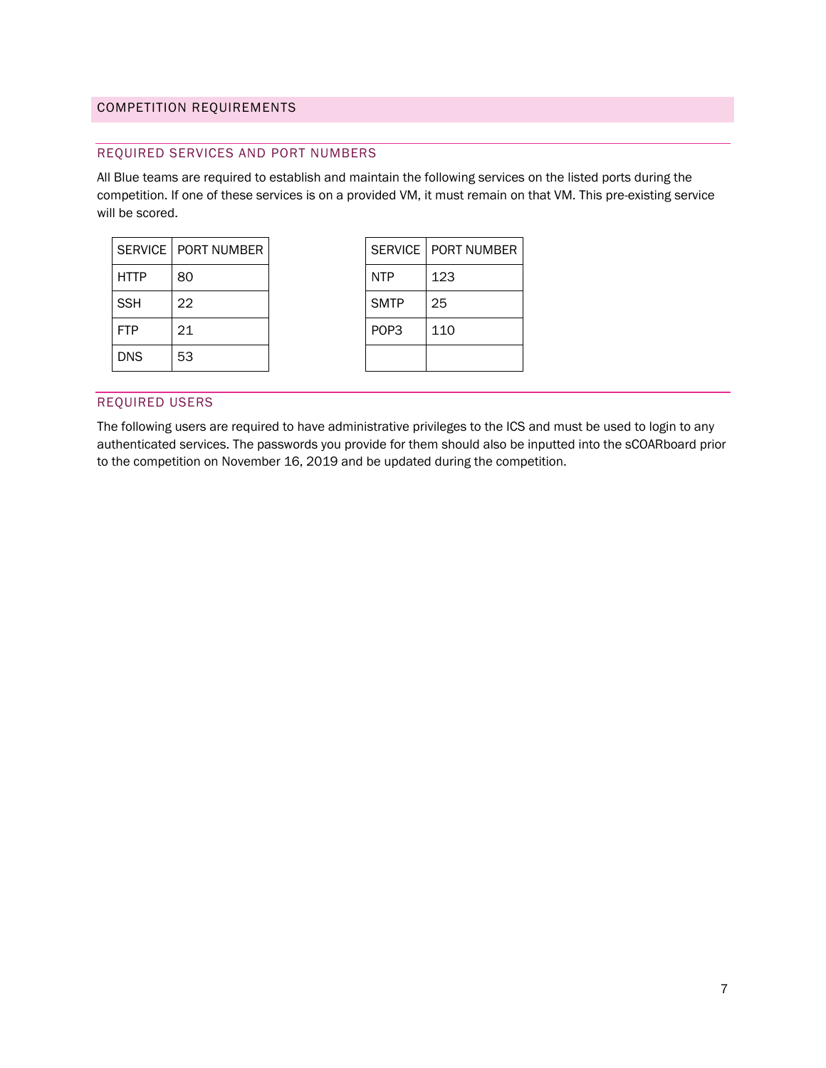## COMPETITION REQUIREMENTS

### REQUIRED SERVICES AND PORT NUMBERS

All Blue teams are required to establish and maintain the following services on the listed ports during the competition. If one of these services is on a provided VM, it must remain on that VM. This pre-existing service will be scored.

| SERVICE | PORT NUMBER |
| --- | --- |
| HTTP | 80 |
| SSH | 22 |
| FTP | 21 |
| DNS | 53 |

| SERVICE | PORT NUMBER |
| --- | --- |
| NTP | 123 |
| SMTP | 25 |
| POP3 | 110 |
| | |

### REQUIRED USERS

The following users are required to have administrative privileges to the ICS and must be used to login to any authenticated services. The passwords you provide for them should also be inputted into the sCOARboard prior to the competition on November 16, 2019 and be updated during the competition.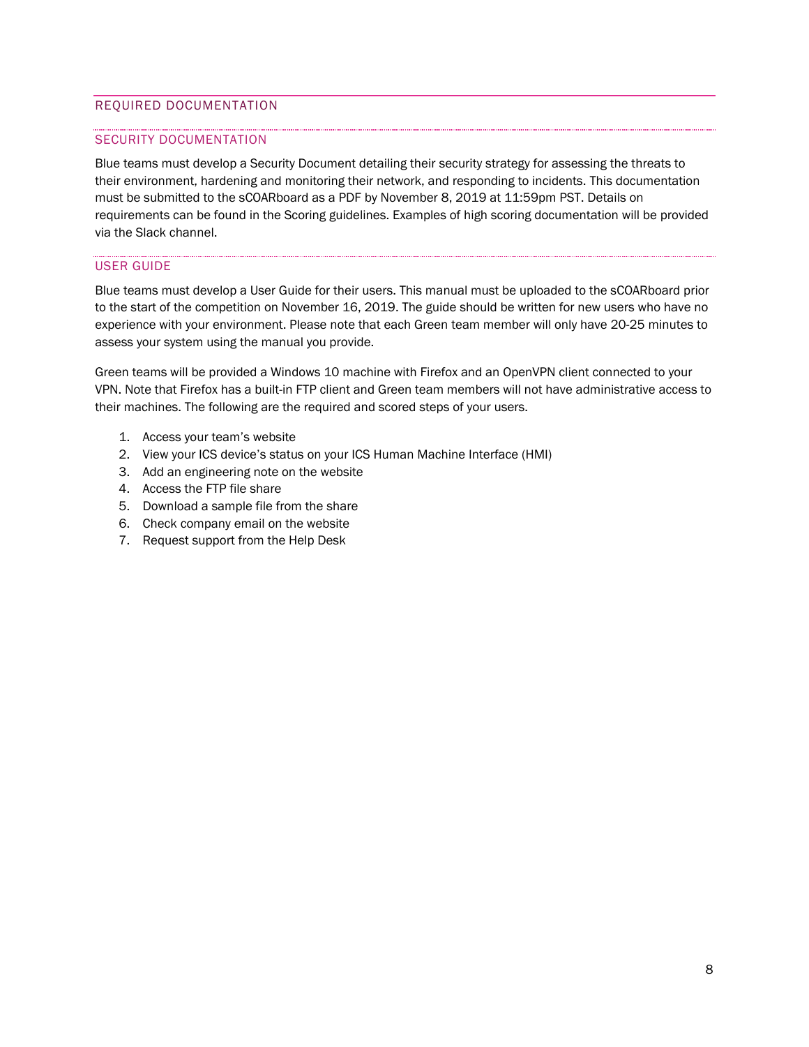## REQUIRED DOCUMENTATION

### SECURITY DOCUMENTATION

Blue teams must develop a Security Document detailing their security strategy for assessing the threats to their environment, hardening and monitoring their network, and responding to incidents. This documentation must be submitted to the sCOARboard as a PDF by November 8, 2019 at 11:59pm PST. Details on requirements can be found in the Scoring guidelines. Examples of high scoring documentation will be provided via the Slack channel.

### USER GUIDE

Blue teams must develop a User Guide for their users. This manual must be uploaded to the sCOARboard prior to the start of the competition on November 16, 2019. The guide should be written for new users who have no experience with your environment. Please note that each Green team member will only have 20-25 minutes to assess your system using the manual you provide.

Green teams will be provided a Windows 10 machine with Firefox and an OpenVPN client connected to your VPN. Note that Firefox has a built-in FTP client and Green team members will not have administrative access to their machines. The following are the required and scored steps of your users.

1. Access your team's website
2. View your ICS device's status on your ICS Human Machine Interface (HMI)
3. Add an engineering note on the website
4. Access the FTP file share
5. Download a sample file from the share
6. Check company email on the website
7. Request support from the Help Desk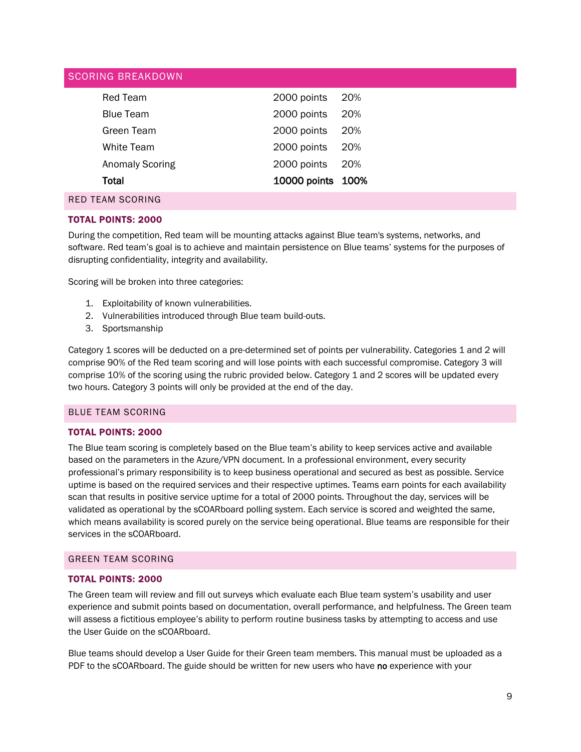## SCORING BREAKDOWN

| | | |
|---|---|---|
| Red Team | 2000 points | 20% |
| Blue Team | 2000 points | 20% |
| Green Team | 2000 points | 20% |
| White Team | 2000 points | 20% |
| Anomaly Scoring | 2000 points | 20% |
| **Total** | **10000 points** | **100%** |

## RED TEAM SCORING

### TOTAL POINTS: 2000

During the competition, Red team will be mounting attacks against Blue team's systems, networks, and software. Red team's goal is to achieve and maintain persistence on Blue teams' systems for the purposes of disrupting confidentiality, integrity and availability.

Scoring will be broken into three categories:

1. Exploitability of known vulnerabilities.
2. Vulnerabilities introduced through Blue team build-outs.
3. Sportsmanship

Category 1 scores will be deducted on a pre-determined set of points per vulnerability. Categories 1 and 2 will comprise 90% of the Red team scoring and will lose points with each successful compromise. Category 3 will comprise 10% of the scoring using the rubric provided below. Category 1 and 2 scores will be updated every two hours. Category 3 points will only be provided at the end of the day.

## BLUE TEAM SCORING

### TOTAL POINTS: 2000

The Blue team scoring is completely based on the Blue team's ability to keep services active and available based on the parameters in the Azure/VPN document. In a professional environment, every security professional's primary responsibility is to keep business operational and secured as best as possible. Service uptime is based on the required services and their respective uptimes. Teams earn points for each availability scan that results in positive service uptime for a total of 2000 points. Throughout the day, services will be validated as operational by the sCOARboard polling system. Each service is scored and weighted the same, which means availability is scored purely on the service being operational. Blue teams are responsible for their services in the sCOARboard.

## GREEN TEAM SCORING

### TOTAL POINTS: 2000

The Green team will review and fill out surveys which evaluate each Blue team system's usability and user experience and submit points based on documentation, overall performance, and helpfulness. The Green team will assess a fictitious employee's ability to perform routine business tasks by attempting to access and use the User Guide on the sCOARboard.

Blue teams should develop a User Guide for their Green team members. This manual must be uploaded as a PDF to the sCOARboard. The guide should be written for new users who have **no** experience with your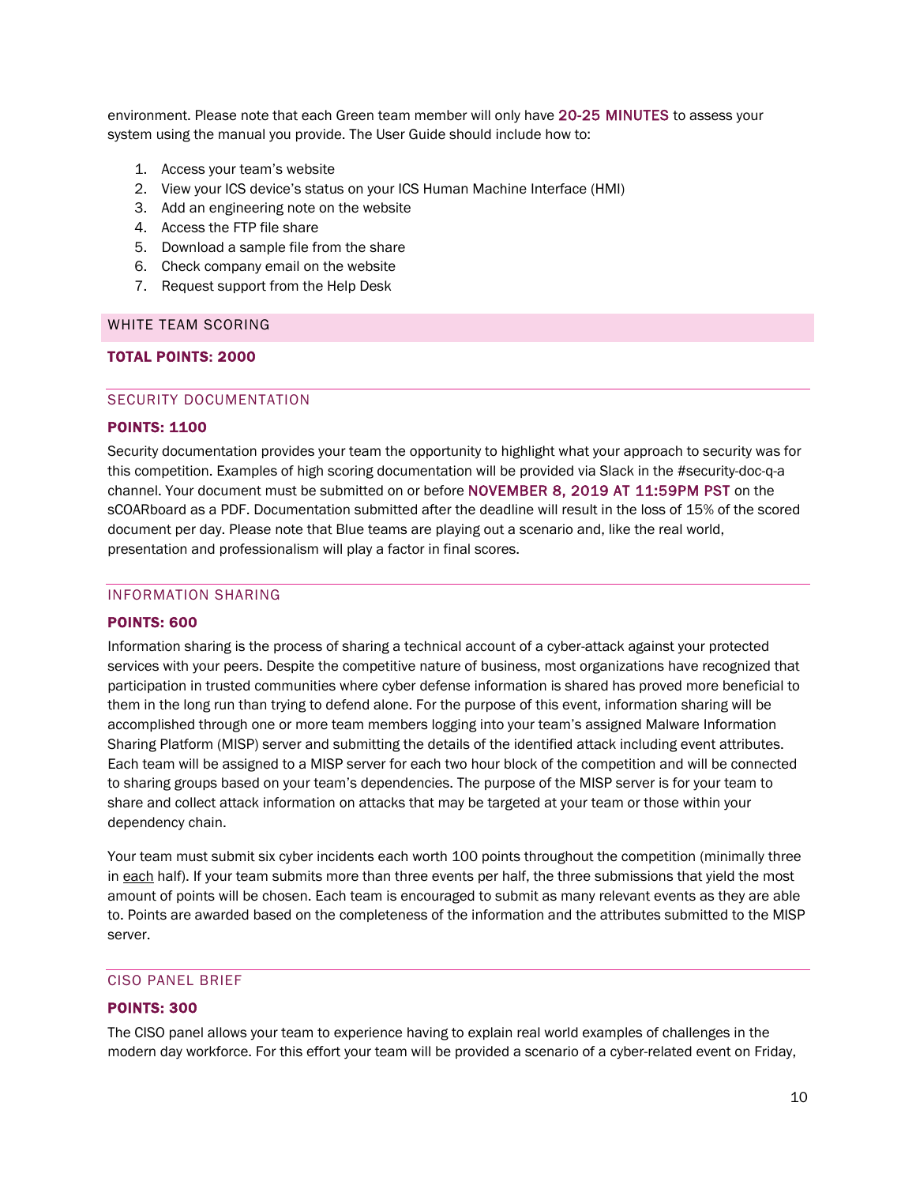environment. Please note that each Green team member will only have 20-25 MINUTES to assess your system using the manual you provide. The User Guide should include how to:

1. Access your team's website
2. View your ICS device's status on your ICS Human Machine Interface (HMI)
3. Add an engineering note on the website
4. Access the FTP file share
5. Download a sample file from the share
6. Check company email on the website
7. Request support from the Help Desk

## WHITE TEAM SCORING

**TOTAL POINTS: 2000**

### SECURITY DOCUMENTATION

**POINTS: 1100**

Security documentation provides your team the opportunity to highlight what your approach to security was for this competition. Examples of high scoring documentation will be provided via Slack in the #security-doc-q-a channel. Your document must be submitted on or before NOVEMBER 8, 2019 AT 11:59PM PST on the sCOARboard as a PDF. Documentation submitted after the deadline will result in the loss of 15% of the scored document per day. Please note that Blue teams are playing out a scenario and, like the real world, presentation and professionalism will play a factor in final scores.

### INFORMATION SHARING

**POINTS: 600**

Information sharing is the process of sharing a technical account of a cyber-attack against your protected services with your peers. Despite the competitive nature of business, most organizations have recognized that participation in trusted communities where cyber defense information is shared has proved more beneficial to them in the long run than trying to defend alone. For the purpose of this event, information sharing will be accomplished through one or more team members logging into your team's assigned Malware Information Sharing Platform (MISP) server and submitting the details of the identified attack including event attributes. Each team will be assigned to a MISP server for each two hour block of the competition and will be connected to sharing groups based on your team's dependencies. The purpose of the MISP server is for your team to share and collect attack information on attacks that may be targeted at your team or those within your dependency chain.

Your team must submit six cyber incidents each worth 100 points throughout the competition (minimally three in each half). If your team submits more than three events per half, the three submissions that yield the most amount of points will be chosen. Each team is encouraged to submit as many relevant events as they are able to. Points are awarded based on the completeness of the information and the attributes submitted to the MISP server.

### CISO PANEL BRIEF

**POINTS: 300**

The CISO panel allows your team to experience having to explain real world examples of challenges in the modern day workforce. For this effort your team will be provided a scenario of a cyber-related event on Friday,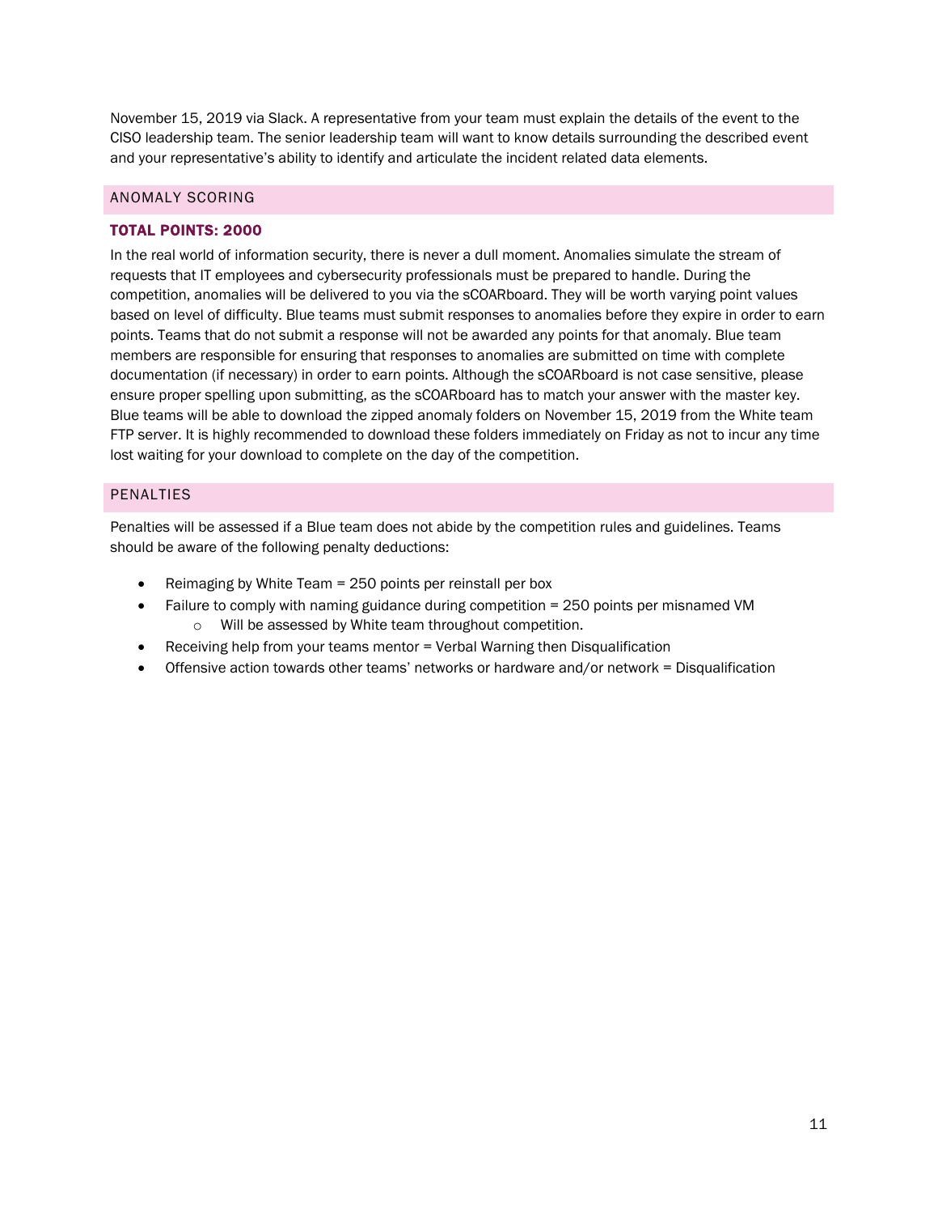November 15, 2019 via Slack. A representative from your team must explain the details of the event to the CISO leadership team. The senior leadership team will want to know details surrounding the described event and your representative's ability to identify and articulate the incident related data elements.

## ANOMALY SCORING

### TOTAL POINTS: 2000

In the real world of information security, there is never a dull moment. Anomalies simulate the stream of requests that IT employees and cybersecurity professionals must be prepared to handle. During the competition, anomalies will be delivered to you via the sCOARboard. They will be worth varying point values based on level of difficulty. Blue teams must submit responses to anomalies before they expire in order to earn points. Teams that do not submit a response will not be awarded any points for that anomaly. Blue team members are responsible for ensuring that responses to anomalies are submitted on time with complete documentation (if necessary) in order to earn points. Although the sCOARboard is not case sensitive, please ensure proper spelling upon submitting, as the sCOARboard has to match your answer with the master key. Blue teams will be able to download the zipped anomaly folders on November 15, 2019 from the White team FTP server. It is highly recommended to download these folders immediately on Friday as not to incur any time lost waiting for your download to complete on the day of the competition.

## PENALTIES

Penalties will be assessed if a Blue team does not abide by the competition rules and guidelines. Teams should be aware of the following penalty deductions:

- Reimaging by White Team = 250 points per reinstall per box
- Failure to comply with naming guidance during competition = 250 points per misnamed VM
  - Will be assessed by White team throughout competition.
- Receiving help from your teams mentor = Verbal Warning then Disqualification
- Offensive action towards other teams' networks or hardware and/or network = Disqualification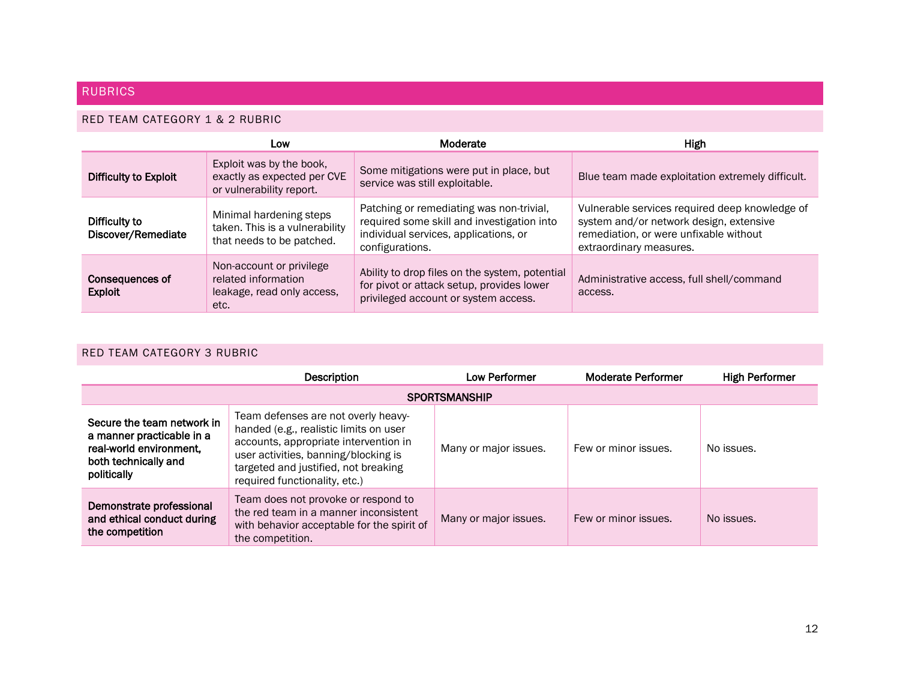## RUBRICS

### RED TEAM CATEGORY 1 & 2 RUBRIC

| | Low | Moderate | High |
|---|---|---|---|
| **Difficulty to Exploit** | Exploit was by the book, exactly as expected per CVE or vulnerability report. | Some mitigations were put in place, but service was still exploitable. | Blue team made exploitation extremely difficult. |
| **Difficulty to Discover/Remediate** | Minimal hardening steps taken. This is a vulnerability that needs to be patched. | Patching or remediating was non-trivial, required some skill and investigation into individual services, applications, or configurations. | Vulnerable services required deep knowledge of system and/or network design, extensive remediation, or were unfixable without extraordinary measures. |
| **Consequences of Exploit** | Non-account or privilege related information leakage, read only access, etc. | Ability to drop files on the system, potential for pivot or attack setup, provides lower privileged account or system access. | Administrative access, full shell/command access. |

### RED TEAM CATEGORY 3 RUBRIC

| | Description | Low Performer | Moderate Performer | High Performer |
|---|---|---|---|---|
| **SPORTSMANSHIP** | | | | |
| **Secure the team network in a manner practicable in a real-world environment, both technically and politically** | Team defenses are not overly heavy-handed (e.g., realistic limits on user accounts, appropriate intervention in user activities, banning/blocking is targeted and justified, not breaking required functionality, etc.) | Many or major issues. | Few or minor issues. | No issues. |
| **Demonstrate professional and ethical conduct during the competition** | Team does not provoke or respond to the red team in a manner inconsistent with behavior acceptable for the spirit of the competition. | Many or major issues. | Few or minor issues. | No issues. |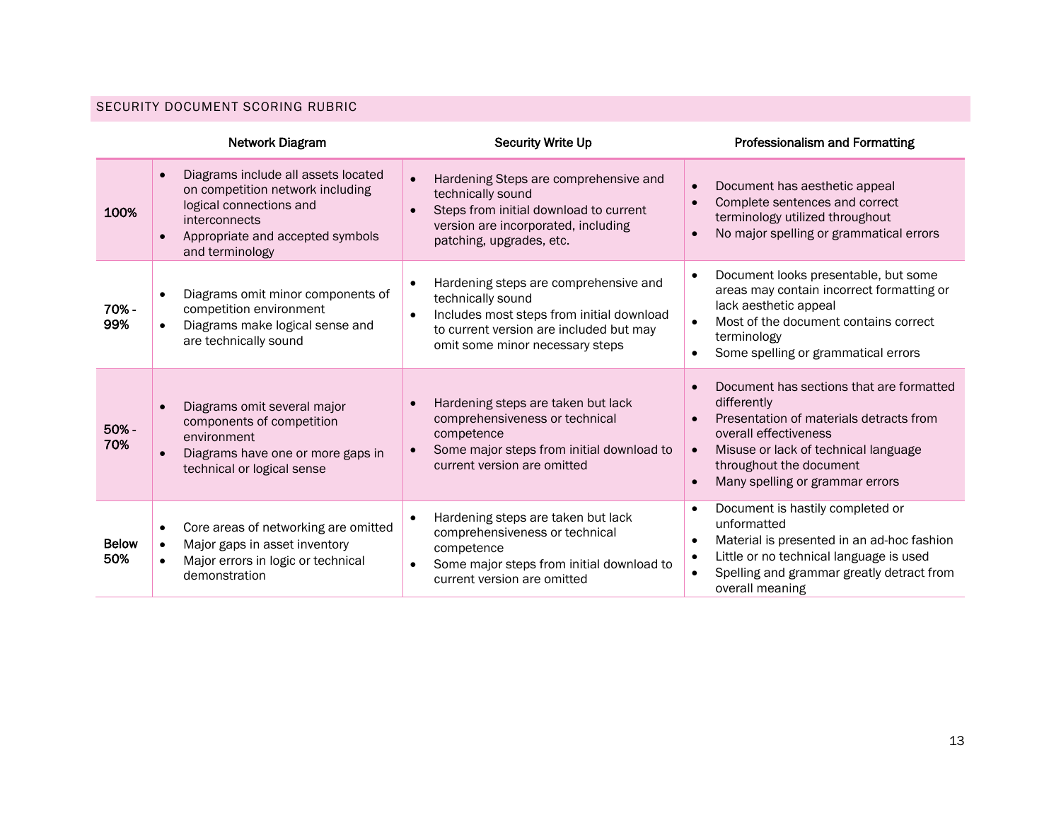## SECURITY DOCUMENT SCORING RUBRIC

| | Network Diagram | Security Write Up | Professionalism and Formatting |
|---|---|---|---|
| **100%** | • Diagrams include all assets located on competition network including logical connections and interconnects<br>• Appropriate and accepted symbols and terminology | • Hardening Steps are comprehensive and technically sound<br>• Steps from initial download to current version are incorporated, including patching, upgrades, etc. | • Document has aesthetic appeal<br>• Complete sentences and correct terminology utilized throughout<br>• No major spelling or grammatical errors |
| **70% - 99%** | • Diagrams omit minor components of competition environment<br>• Diagrams make logical sense and are technically sound | • Hardening steps are comprehensive and technically sound<br>• Includes most steps from initial download to current version are included but may omit some minor necessary steps | • Document looks presentable, but some areas may contain incorrect formatting or lack aesthetic appeal<br>• Most of the document contains correct terminology<br>• Some spelling or grammatical errors |
| **50% - 70%** | • Diagrams omit several major components of competition environment<br>• Diagrams have one or more gaps in technical or logical sense | • Hardening steps are taken but lack comprehensiveness or technical competence<br>• Some major steps from initial download to current version are omitted | • Document has sections that are formatted differently<br>• Presentation of materials detracts from overall effectiveness<br>• Misuse or lack of technical language throughout the document<br>• Many spelling or grammar errors |
| **Below 50%** | • Core areas of networking are omitted<br>• Major gaps in asset inventory<br>• Major errors in logic or technical demonstration | • Hardening steps are taken but lack comprehensiveness or technical competence<br>• Some major steps from initial download to current version are omitted | • Document is hastily completed or unformatted<br>• Material is presented in an ad-hoc fashion<br>• Little or no technical language is used<br>• Spelling and grammar greatly detract from overall meaning |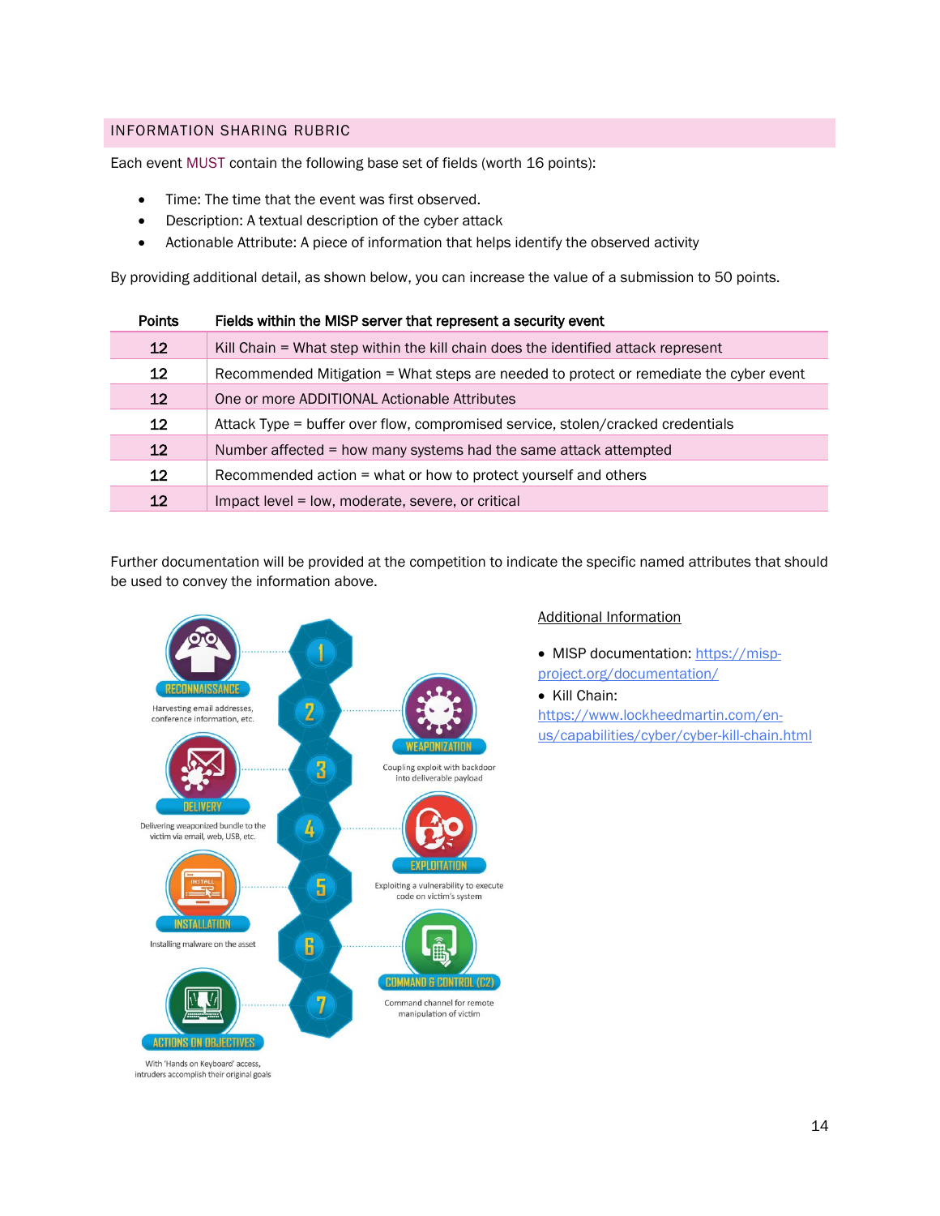## INFORMATION SHARING RUBRIC

Each event MUST contain the following base set of fields (worth 16 points):

- Time: The time that the event was first observed.
- Description: A textual description of the cyber attack
- Actionable Attribute: A piece of information that helps identify the observed activity

By providing additional detail, as shown below, you can increase the value of a submission to 50 points.

| Points | Fields within the MISP server that represent a security event |
|---|---|
| 12 | Kill Chain = What step within the kill chain does the identified attack represent |
| 12 | Recommended Mitigation = What steps are needed to protect or remediate the cyber event |
| 12 | One or more ADDITIONAL Actionable Attributes |
| 12 | Attack Type = buffer over flow, compromised service, stolen/cracked credentials |
| 12 | Number affected = how many systems had the same attack attempted |
| 12 | Recommended action = what or how to protect yourself and others |
| 12 | Impact level = low, moderate, severe, or critical |

Further documentation will be provided at the competition to indicate the specific named attributes that should be used to convey the information above.

1. RECONNAISSANCE — Harvesting email addresses, conference information, etc.
2. WEAPONIZATION — Coupling exploit with backdoor into deliverable payload
3. DELIVERY — Delivering weaponized bundle to the victim via email, web, USB, etc.
4. EXPLOITATION — Exploiting a vulnerability to execute code on victim's system
5. INSTALLATION — Installing malware on the asset
6. COMMAND & CONTROL (C2) — Command channel for remote manipulation of victim
7. ACTIONS ON OBJECTIVES — With 'Hands on Keyboard' access, intruders accomplish their original goals

Additional Information

- MISP documentation: https://misp-project.org/documentation/
- Kill Chain: https://www.lockheedmartin.com/en-us/capabilities/cyber/cyber-kill-chain.html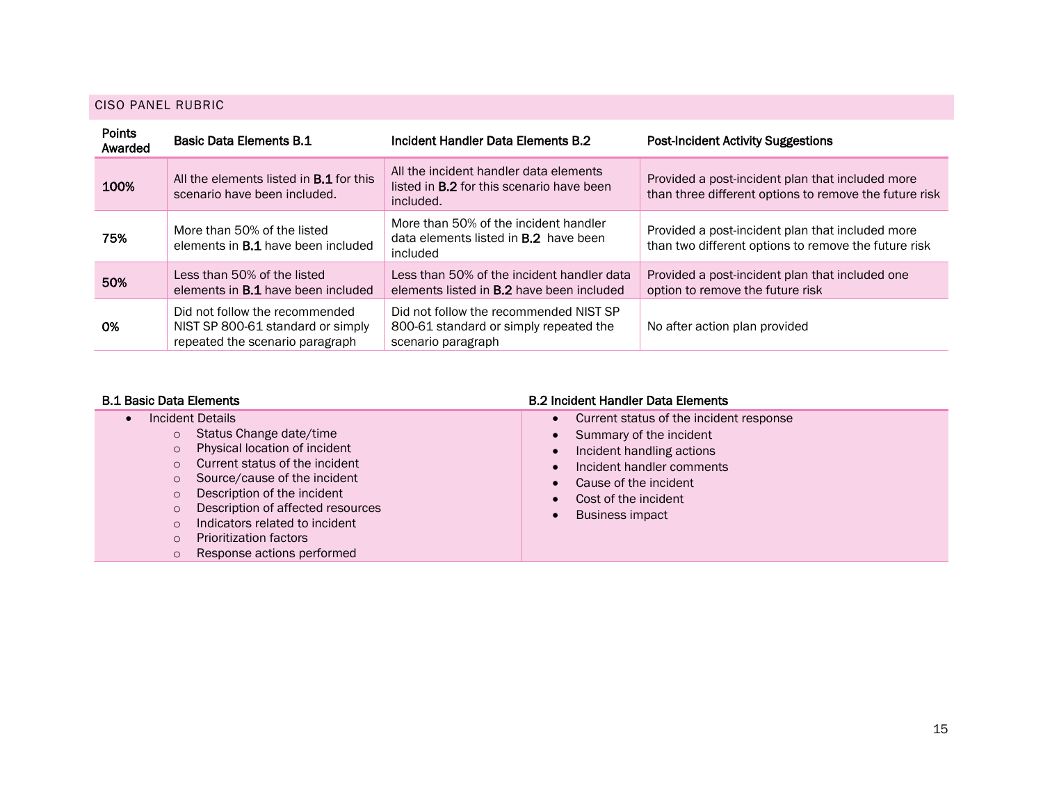## CISO PANEL RUBRIC

| Points Awarded | Basic Data Elements B.1 | Incident Handler Data Elements B.2 | Post-Incident Activity Suggestions |
|---|---|---|---|
| **100%** | All the elements listed in **B.1** for this scenario have been included. | All the incident handler data elements listed in **B.2** for this scenario have been included. | Provided a post-incident plan that included more than three different options to remove the future risk |
| **75%** | More than 50% of the listed elements in **B.1** have been included | More than 50% of the incident handler data elements listed in **B.2** have been included | Provided a post-incident plan that included more than two different options to remove the future risk |
| **50%** | Less than 50% of the listed elements in **B.1** have been included | Less than 50% of the incident handler data elements listed in **B.2** have been included | Provided a post-incident plan that included one option to remove the future risk |
| **0%** | Did not follow the recommended NIST SP 800-61 standard or simply repeated the scenario paragraph | Did not follow the recommended NIST SP 800-61 standard or simply repeated the scenario paragraph | No after action plan provided |

| B.1 Basic Data Elements | B.2 Incident Handler Data Elements |
|---|---|
| • Incident Details<br>  ○ Status Change date/time<br>  ○ Physical location of incident<br>  ○ Current status of the incident<br>  ○ Source/cause of the incident<br>  ○ Description of the incident<br>  ○ Description of affected resources<br>  ○ Indicators related to incident<br>  ○ Prioritization factors<br>  ○ Response actions performed | • Current status of the incident response<br>• Summary of the incident<br>• Incident handling actions<br>• Incident handler comments<br>• Cause of the incident<br>• Cost of the incident<br>• Business impact |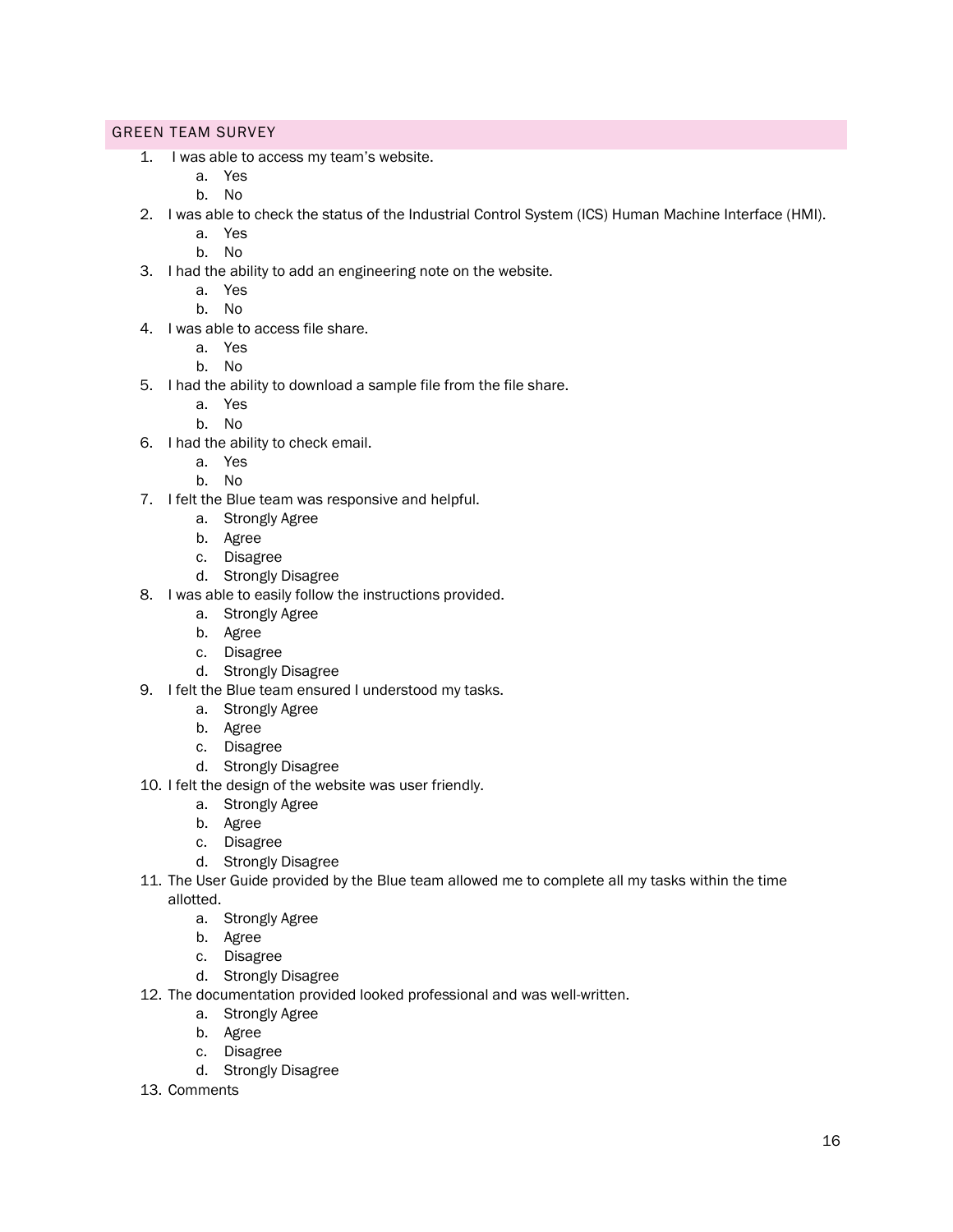## GREEN TEAM SURVEY

1. I was able to access my team's website.
    a. Yes
    b. No
2. I was able to check the status of the Industrial Control System (ICS) Human Machine Interface (HMI).
    a. Yes
    b. No
3. I had the ability to add an engineering note on the website.
    a. Yes
    b. No
4. I was able to access file share.
    a. Yes
    b. No
5. I had the ability to download a sample file from the file share.
    a. Yes
    b. No
6. I had the ability to check email.
    a. Yes
    b. No
7. I felt the Blue team was responsive and helpful.
    a. Strongly Agree
    b. Agree
    c. Disagree
    d. Strongly Disagree
8. I was able to easily follow the instructions provided.
    a. Strongly Agree
    b. Agree
    c. Disagree
    d. Strongly Disagree
9. I felt the Blue team ensured I understood my tasks.
    a. Strongly Agree
    b. Agree
    c. Disagree
    d. Strongly Disagree
10. I felt the design of the website was user friendly.
    a. Strongly Agree
    b. Agree
    c. Disagree
    d. Strongly Disagree
11. The User Guide provided by the Blue team allowed me to complete all my tasks within the time allotted.
    a. Strongly Agree
    b. Agree
    c. Disagree
    d. Strongly Disagree
12. The documentation provided looked professional and was well-written.
    a. Strongly Agree
    b. Agree
    c. Disagree
    d. Strongly Disagree
13. Comments